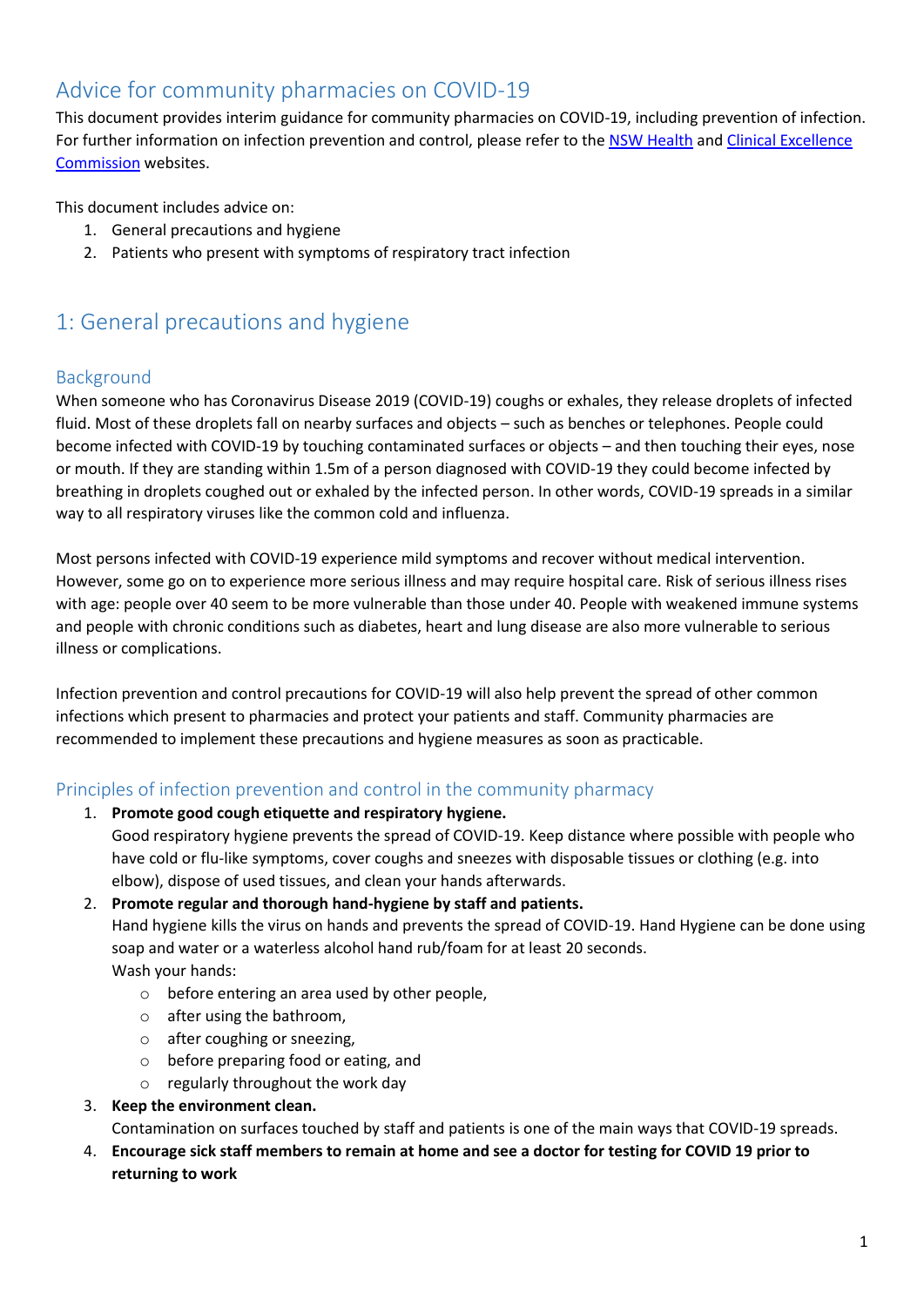# Advice for community pharmacies on COVID-19

This document provides interim guidance for community pharmacies on COVID-19, including prevention of infection. For further information on infection prevention and control, please refer to the [NSW Health]() and [Clinical Excellence Commission]() websites.

This document includes advice on:

1. General precautions and hygiene
2. Patients who present with symptoms of respiratory tract infection

## 1: General precautions and hygiene

### Background

When someone who has Coronavirus Disease 2019 (COVID-19) coughs or exhales, they release droplets of infected fluid. Most of these droplets fall on nearby surfaces and objects – such as benches or telephones. People could become infected with COVID-19 by touching contaminated surfaces or objects – and then touching their eyes, nose or mouth. If they are standing within 1.5m of a person diagnosed with COVID-19 they could become infected by breathing in droplets coughed out or exhaled by the infected person. In other words, COVID-19 spreads in a similar way to all respiratory viruses like the common cold and influenza.

Most persons infected with COVID-19 experience mild symptoms and recover without medical intervention. However, some go on to experience more serious illness and may require hospital care. Risk of serious illness rises with age: people over 40 seem to be more vulnerable than those under 40. People with weakened immune systems and people with chronic conditions such as diabetes, heart and lung disease are also more vulnerable to serious illness or complications.

Infection prevention and control precautions for COVID-19 will also help prevent the spread of other common infections which present to pharmacies and protect your patients and staff. Community pharmacies are recommended to implement these precautions and hygiene measures as soon as practicable.

### Principles of infection prevention and control in the community pharmacy

1. **Promote good cough etiquette and respiratory hygiene.**
   Good respiratory hygiene prevents the spread of COVID-19. Keep distance where possible with people who have cold or flu-like symptoms, cover coughs and sneezes with disposable tissues or clothing (e.g. into elbow), dispose of used tissues, and clean your hands afterwards.
2. **Promote regular and thorough hand-hygiene by staff and patients.**
   Hand hygiene kills the virus on hands and prevents the spread of COVID-19. Hand Hygiene can be done using soap and water or a waterless alcohol hand rub/foam for at least 20 seconds.
   Wash your hands:
   - before entering an area used by other people,
   - after using the bathroom,
   - after coughing or sneezing,
   - before preparing food or eating, and
   - regularly throughout the work day
3. **Keep the environment clean.**
   Contamination on surfaces touched by staff and patients is one of the main ways that COVID-19 spreads.
4. **Encourage sick staff members to remain at home and see a doctor for testing for COVID 19 prior to returning to work**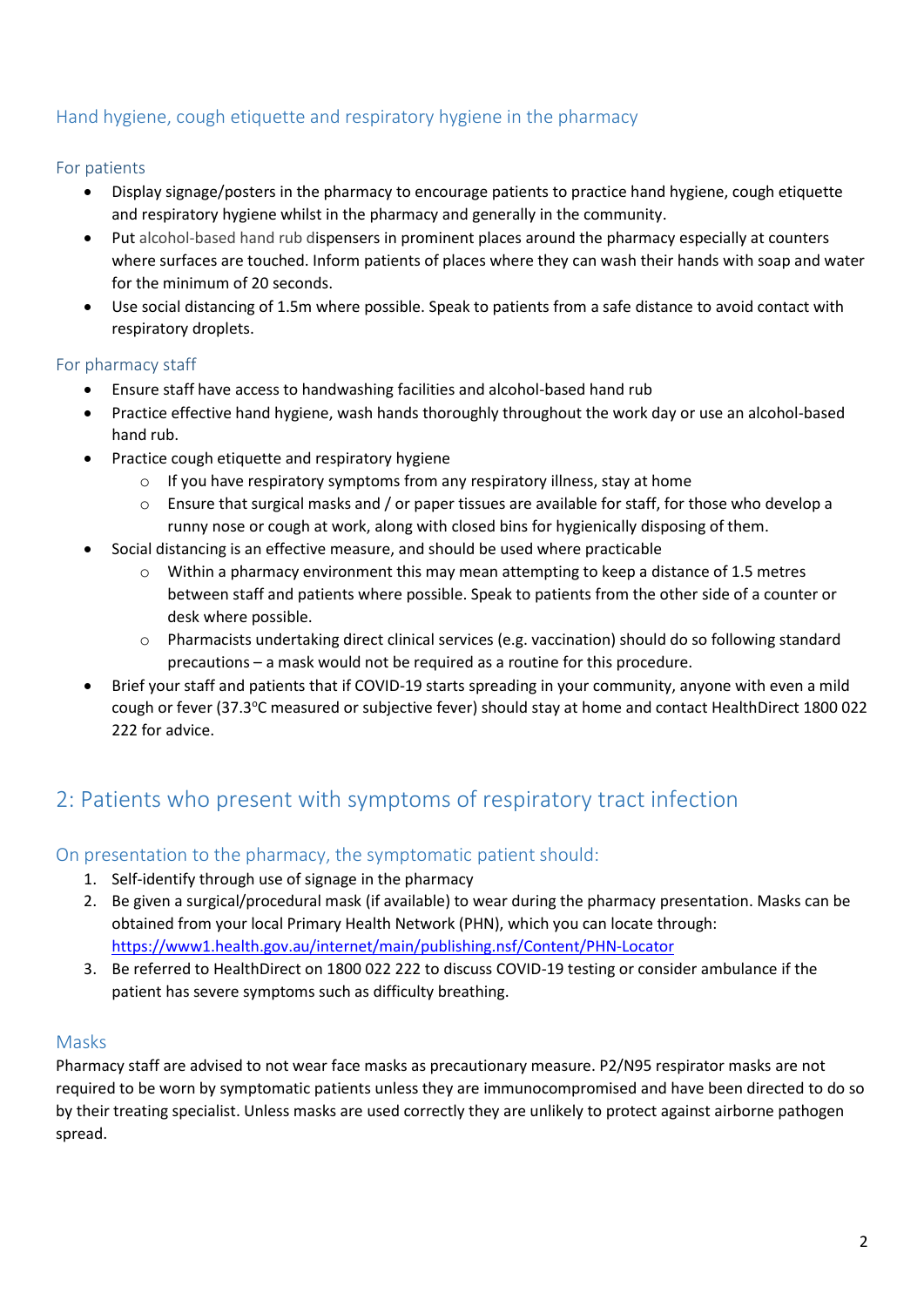### Hand hygiene, cough etiquette and respiratory hygiene in the pharmacy

#### For patients

- Display signage/posters in the pharmacy to encourage patients to practice hand hygiene, cough etiquette and respiratory hygiene whilst in the pharmacy and generally in the community.
- Put alcohol-based hand rub dispensers in prominent places around the pharmacy especially at counters where surfaces are touched. Inform patients of places where they can wash their hands with soap and water for the minimum of 20 seconds.
- Use social distancing of 1.5m where possible. Speak to patients from a safe distance to avoid contact with respiratory droplets.

#### For pharmacy staff

- Ensure staff have access to handwashing facilities and alcohol-based hand rub
- Practice effective hand hygiene, wash hands thoroughly throughout the work day or use an alcohol-based hand rub.
- Practice cough etiquette and respiratory hygiene
    - If you have respiratory symptoms from any respiratory illness, stay at home
    - Ensure that surgical masks and / or paper tissues are available for staff, for those who develop a runny nose or cough at work, along with closed bins for hygienically disposing of them.
- Social distancing is an effective measure, and should be used where practicable
    - Within a pharmacy environment this may mean attempting to keep a distance of 1.5 metres between staff and patients where possible. Speak to patients from the other side of a counter or desk where possible.
    - Pharmacists undertaking direct clinical services (e.g. vaccination) should do so following standard precautions – a mask would not be required as a routine for this procedure.
- Brief your staff and patients that if COVID-19 starts spreading in your community, anyone with even a mild cough or fever (37.3ºC measured or subjective fever) should stay at home and contact HealthDirect 1800 022 222 for advice.

## 2: Patients who present with symptoms of respiratory tract infection

### On presentation to the pharmacy, the symptomatic patient should:

1. Self-identify through use of signage in the pharmacy
2. Be given a surgical/procedural mask (if available) to wear during the pharmacy presentation. Masks can be obtained from your local Primary Health Network (PHN), which you can locate through: https://www1.health.gov.au/internet/main/publishing.nsf/Content/PHN-Locator
3. Be referred to HealthDirect on 1800 022 222 to discuss COVID-19 testing or consider ambulance if the patient has severe symptoms such as difficulty breathing.

### Masks

Pharmacy staff are advised to not wear face masks as precautionary measure. P2/N95 respirator masks are not required to be worn by symptomatic patients unless they are immunocompromised and have been directed to do so by their treating specialist. Unless masks are used correctly they are unlikely to protect against airborne pathogen spread.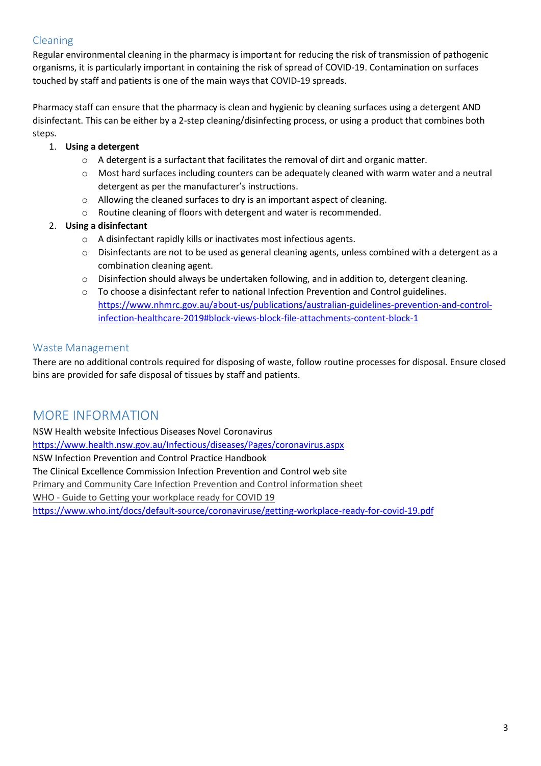## Cleaning

Regular environmental cleaning in the pharmacy is important for reducing the risk of transmission of pathogenic organisms, it is particularly important in containing the risk of spread of COVID-19. Contamination on surfaces touched by staff and patients is one of the main ways that COVID-19 spreads.

Pharmacy staff can ensure that the pharmacy is clean and hygienic by cleaning surfaces using a detergent AND disinfectant. This can be either by a 2-step cleaning/disinfecting process, or using a product that combines both steps.

1. **Using a detergent**
   - A detergent is a surfactant that facilitates the removal of dirt and organic matter.
   - Most hard surfaces including counters can be adequately cleaned with warm water and a neutral detergent as per the manufacturer's instructions.
   - Allowing the cleaned surfaces to dry is an important aspect of cleaning.
   - Routine cleaning of floors with detergent and water is recommended.
2. **Using a disinfectant**
   - A disinfectant rapidly kills or inactivates most infectious agents.
   - Disinfectants are not to be used as general cleaning agents, unless combined with a detergent as a combination cleaning agent.
   - Disinfection should always be undertaken following, and in addition to, detergent cleaning.
   - To choose a disinfectant refer to national Infection Prevention and Control guidelines. https://www.nhmrc.gov.au/about-us/publications/australian-guidelines-prevention-and-control-infection-healthcare-2019#block-views-block-file-attachments-content-block-1

## Waste Management

There are no additional controls required for disposing of waste, follow routine processes for disposal. Ensure closed bins are provided for safe disposal of tissues by staff and patients.

# MORE INFORMATION

NSW Health website Infectious Diseases Novel Coronavirus
https://www.health.nsw.gov.au/Infectious/diseases/Pages/coronavirus.aspx
NSW Infection Prevention and Control Practice Handbook
The Clinical Excellence Commission Infection Prevention and Control web site
Primary and Community Care Infection Prevention and Control information sheet
WHO - Guide to Getting your workplace ready for COVID 19
https://www.who.int/docs/default-source/coronaviruse/getting-workplace-ready-for-covid-19.pdf